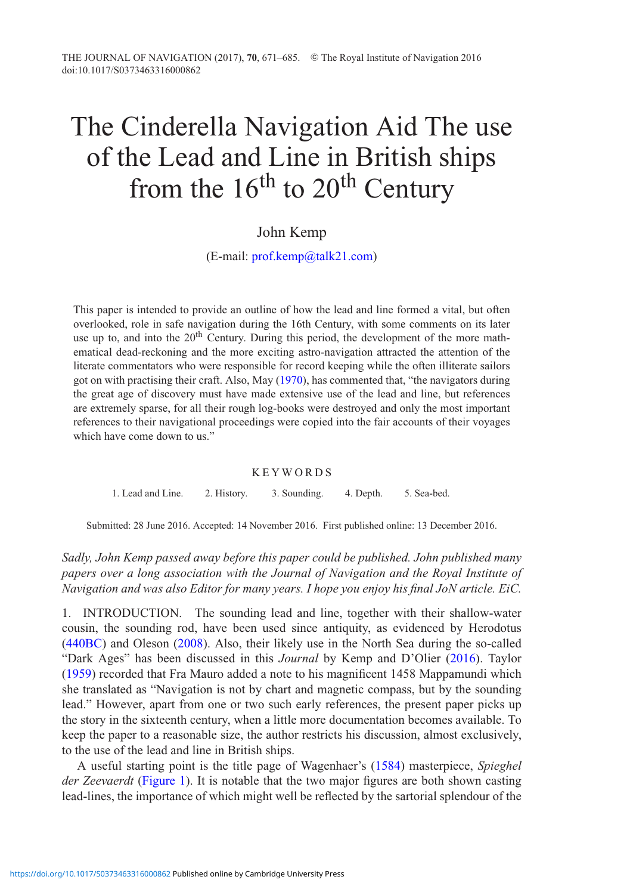# The Cinderella Navigation Aid The use of the Lead and Line in British ships from the 16th to 20th Century

John Kemp

(E-mail: prof.kemp@talk21.com)

This paper is intended to provide an outline of how the lead and line formed a vital, but often overlooked, role in safe navigation during the 16th Century, with some comments on its later use up to, and into the 20th Century. During this period, the development of the more mathematical dead-reckoning and the more exciting astro-navigation attracted the attention of the literate commentators who were responsible for record keeping while the often illiterate sailors got on with practising their craft. Also, May (1970), has commented that, "the navigators during the great age of discovery must have made extensive use of the lead and line, but references are extremely sparse, for all their rough log-books were destroyed and only the most important references to their navigational proceedings were copied into the fair accounts of their voyages which have come down to us."

KEYWORDS

1. Lead and Line. 2. History. 3. Sounding. 4. Depth. 5. Sea-bed.

Submitted: 28 June 2016. Accepted: 14 November 2016. First published online: 13 December 2016.

*Sadly, John Kemp passed away before this paper could be published. John published many papers over a long association with the Journal of Navigation and the Royal Institute of Navigation and was also Editor for many years. I hope you enjoy his final JoN article. EiC.*

## 1. INTRODUCTION.

The sounding lead and line, together with their shallow-water cousin, the sounding rod, have been used since antiquity, as evidenced by Herodotus (440BC) and Oleson (2008). Also, their likely use in the North Sea during the so-called "Dark Ages" has been discussed in this *Journal* by Kemp and D'Olier (2016). Taylor (1959) recorded that Fra Mauro added a note to his magnificent 1458 Mappamundi which she translated as "Navigation is not by chart and magnetic compass, but by the sounding lead." However, apart from one or two such early references, the present paper picks up the story in the sixteenth century, when a little more documentation becomes available. To keep the paper to a reasonable size, the author restricts his discussion, almost exclusively, to the use of the lead and line in British ships.

A useful starting point is the title page of Wagenhaer's (1584) masterpiece, *Spieghel der Zeevaerdt* (Figure 1). It is notable that the two major figures are both shown casting lead-lines, the importance of which might well be reflected by the sartorial splendour of the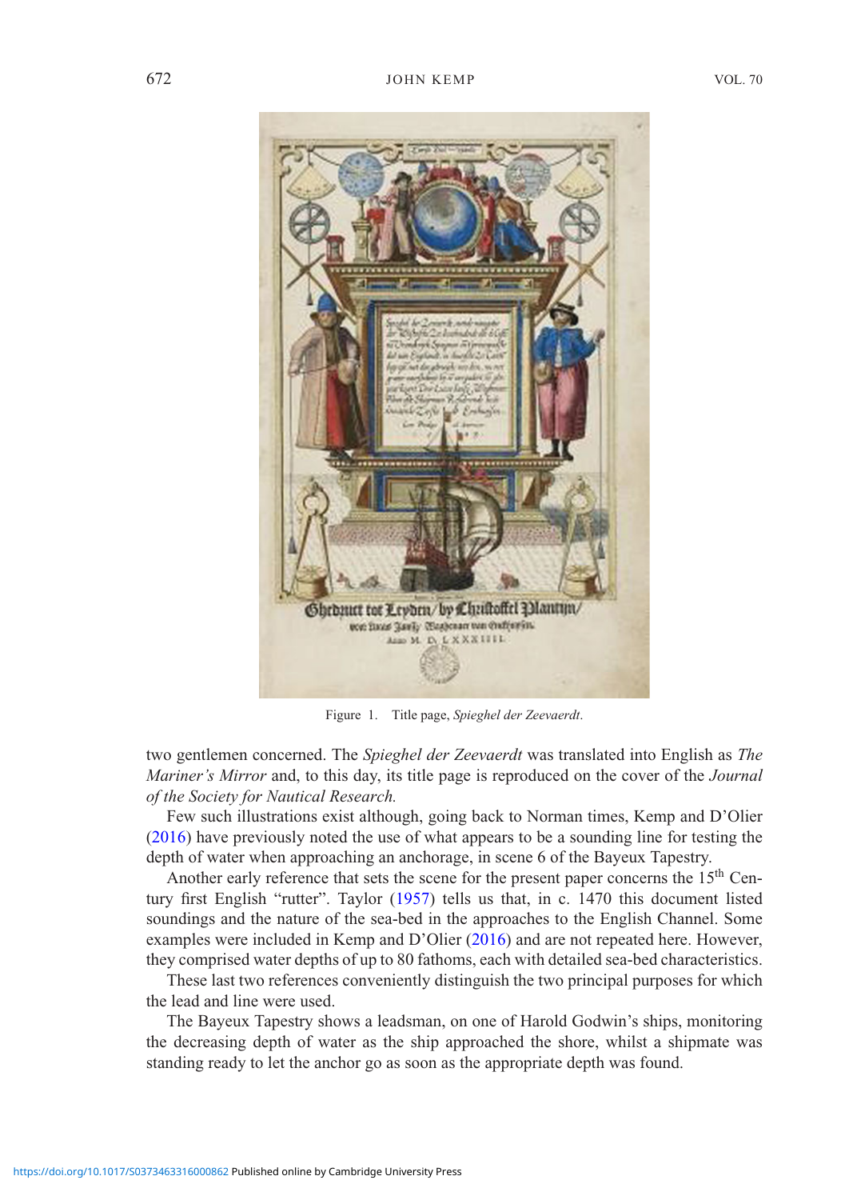Figure 1. Title page, *Spieghel der Zeevaerdt*.

two gentlemen concerned. The *Spieghel der Zeevaerdt* was translated into English as *The Mariner's Mirror* and, to this day, its title page is reproduced on the cover of the *Journal of the Society for Nautical Research.*

Few such illustrations exist although, going back to Norman times, Kemp and D'Olier (2016) have previously noted the use of what appears to be a sounding line for testing the depth of water when approaching an anchorage, in scene 6 of the Bayeux Tapestry.

Another early reference that sets the scene for the present paper concerns the 15th Century first English "rutter". Taylor (1957) tells us that, in c. 1470 this document listed soundings and the nature of the sea-bed in the approaches to the English Channel. Some examples were included in Kemp and D'Olier (2016) and are not repeated here. However, they comprised water depths of up to 80 fathoms, each with detailed sea-bed characteristics.

These last two references conveniently distinguish the two principal purposes for which the lead and line were used.

The Bayeux Tapestry shows a leadsman, on one of Harold Godwin's ships, monitoring the decreasing depth of water as the ship approached the shore, whilst a shipmate was standing ready to let the anchor go as soon as the appropriate depth was found.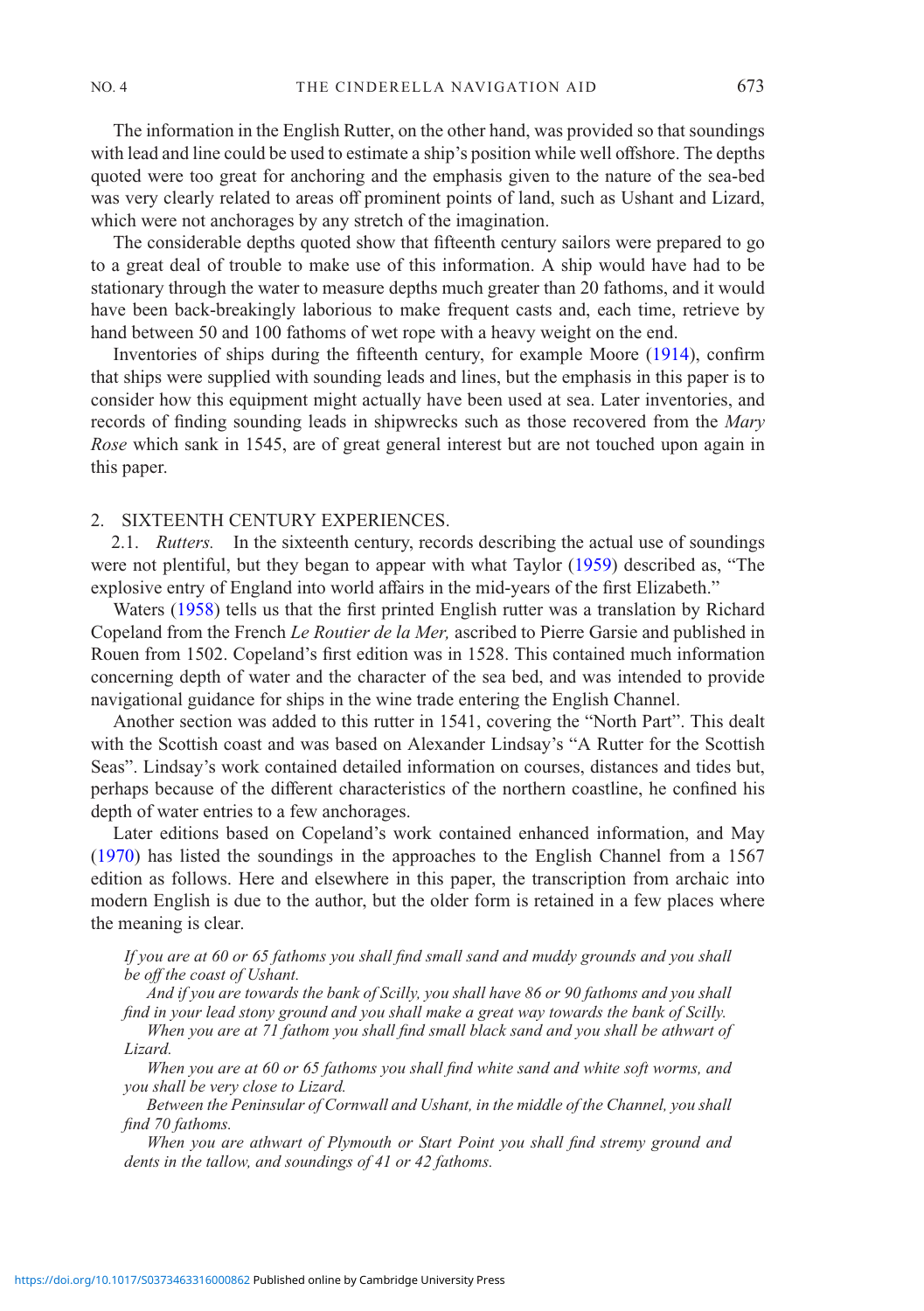The information in the English Rutter, on the other hand, was provided so that soundings with lead and line could be used to estimate a ship's position while well offshore. The depths quoted were too great for anchoring and the emphasis given to the nature of the sea-bed was very clearly related to areas off prominent points of land, such as Ushant and Lizard, which were not anchorages by any stretch of the imagination.

The considerable depths quoted show that fifteenth century sailors were prepared to go to a great deal of trouble to make use of this information. A ship would have had to be stationary through the water to measure depths much greater than 20 fathoms, and it would have been back-breakingly laborious to make frequent casts and, each time, retrieve by hand between 50 and 100 fathoms of wet rope with a heavy weight on the end.

Inventories of ships during the fifteenth century, for example Moore (1914), confirm that ships were supplied with sounding leads and lines, but the emphasis in this paper is to consider how this equipment might actually have been used at sea. Later inventories, and records of finding sounding leads in shipwrecks such as those recovered from the *Mary Rose* which sank in 1545, are of great general interest but are not touched upon again in this paper.

## 2. SIXTEENTH CENTURY EXPERIENCES.

2.1. *Rutters.* In the sixteenth century, records describing the actual use of soundings were not plentiful, but they began to appear with what Taylor (1959) described as, "The explosive entry of England into world affairs in the mid-years of the first Elizabeth."

Waters (1958) tells us that the first printed English rutter was a translation by Richard Copeland from the French *Le Routier de la Mer,* ascribed to Pierre Garsie and published in Rouen from 1502. Copeland's first edition was in 1528. This contained much information concerning depth of water and the character of the sea bed, and was intended to provide navigational guidance for ships in the wine trade entering the English Channel.

Another section was added to this rutter in 1541, covering the "North Part". This dealt with the Scottish coast and was based on Alexander Lindsay's "A Rutter for the Scottish Seas". Lindsay's work contained detailed information on courses, distances and tides but, perhaps because of the different characteristics of the northern coastline, he confined his depth of water entries to a few anchorages.

Later editions based on Copeland's work contained enhanced information, and May (1970) has listed the soundings in the approaches to the English Channel from a 1567 edition as follows. Here and elsewhere in this paper, the transcription from archaic into modern English is due to the author, but the older form is retained in a few places where the meaning is clear.

> *If you are at 60 or 65 fathoms you shall find small sand and muddy grounds and you shall be off the coast of Ushant.*
>
> *And if you are towards the bank of Scilly, you shall have 86 or 90 fathoms and you shall find in your lead stony ground and you shall make a great way towards the bank of Scilly.*
>
> *When you are at 71 fathom you shall find small black sand and you shall be athwart of Lizard.*
>
> *When you are at 60 or 65 fathoms you shall find white sand and white soft worms, and you shall be very close to Lizard.*
>
> *Between the Peninsular of Cornwall and Ushant, in the middle of the Channel, you shall find 70 fathoms.*
>
> *When you are athwart of Plymouth or Start Point you shall find stremy ground and dents in the tallow, and soundings of 41 or 42 fathoms.*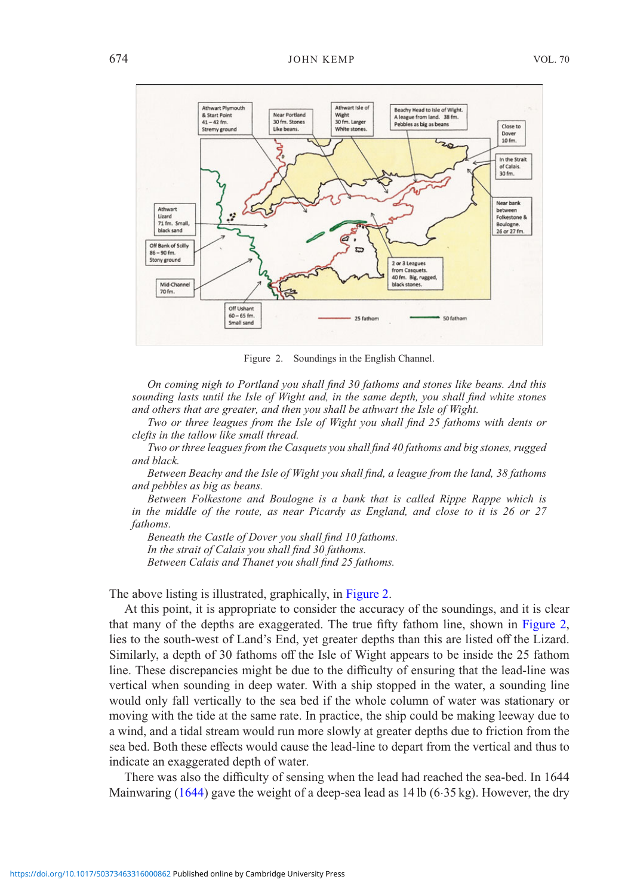Figure 2. Soundings in the English Channel.

*On coming nigh to Portland you shall find 30 fathoms and stones like beans. And this sounding lasts until the Isle of Wight and, in the same depth, you shall find white stones and others that are greater, and then you shall be athwart the Isle of Wight.*

*Two or three leagues from the Isle of Wight you shall find 25 fathoms with dents or clefts in the tallow like small thread.*

*Two or three leagues from the Casquets you shall find 40 fathoms and big stones, rugged and black.*

*Between Beachy and the Isle of Wight you shall find, a league from the land, 38 fathoms and pebbles as big as beans.*

*Between Folkestone and Boulogne is a bank that is called Rippe Rappe which is in the middle of the route, as near Picardy as England, and close to it is 26 or 27 fathoms.*

*Beneath the Castle of Dover you shall find 10 fathoms.*

*In the strait of Calais you shall find 30 fathoms.*

*Between Calais and Thanet you shall find 25 fathoms.*

The above listing is illustrated, graphically, in Figure 2.

At this point, it is appropriate to consider the accuracy of the soundings, and it is clear that many of the depths are exaggerated. The true fifty fathom line, shown in Figure 2, lies to the south-west of Land's End, yet greater depths than this are listed off the Lizard. Similarly, a depth of 30 fathoms off the Isle of Wight appears to be inside the 25 fathom line. These discrepancies might be due to the difficulty of ensuring that the lead-line was vertical when sounding in deep water. With a ship stopped in the water, a sounding line would only fall vertically to the sea bed if the whole column of water was stationary or moving with the tide at the same rate. In practice, the ship could be making leeway due to a wind, and a tidal stream would run more slowly at greater depths due to friction from the sea bed. Both these effects would cause the lead-line to depart from the vertical and thus to indicate an exaggerated depth of water.

There was also the difficulty of sensing when the lead had reached the sea-bed. In 1644 Mainwaring (1644) gave the weight of a deep-sea lead as 14 lb (6·35 kg). However, the dry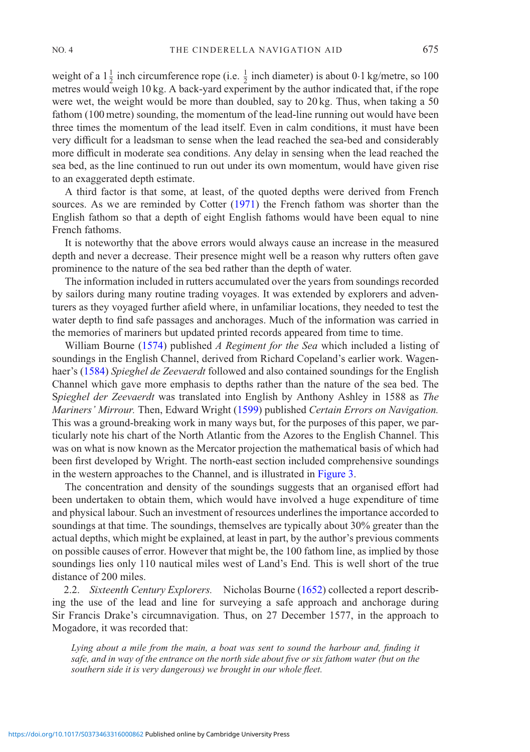weight of a $1\frac{1}{2}$ inch circumference rope (i.e. $\frac{1}{2}$ inch diameter) is about 0·1 kg/metre, so 100 metres would weigh 10 kg. A back-yard experiment by the author indicated that, if the rope were wet, the weight would be more than doubled, say to 20 kg. Thus, when taking a 50 fathom (100 metre) sounding, the momentum of the lead-line running out would have been three times the momentum of the lead itself. Even in calm conditions, it must have been very difficult for a leadsman to sense when the lead reached the sea-bed and considerably more difficult in moderate sea conditions. Any delay in sensing when the lead reached the sea bed, as the line continued to run out under its own momentum, would have given rise to an exaggerated depth estimate.

A third factor is that some, at least, of the quoted depths were derived from French sources. As we are reminded by Cotter (1971) the French fathom was shorter than the English fathom so that a depth of eight English fathoms would have been equal to nine French fathoms.

It is noteworthy that the above errors would always cause an increase in the measured depth and never a decrease. Their presence might well be a reason why rutters often gave prominence to the nature of the sea bed rather than the depth of water.

The information included in rutters accumulated over the years from soundings recorded by sailors during many routine trading voyages. It was extended by explorers and adventurers as they voyaged further afield where, in unfamiliar locations, they needed to test the water depth to find safe passages and anchorages. Much of the information was carried in the memories of mariners but updated printed records appeared from time to time.

William Bourne (1574) published *A Regiment for the Sea* which included a listing of soundings in the English Channel, derived from Richard Copeland's earlier work. Wagenhaer's (1584) *Spieghel de Zeevaerdt* followed and also contained soundings for the English Channel which gave more emphasis to depths rather than the nature of the sea bed. The *Spieghel der Zeevaerdt* was translated into English by Anthony Ashley in 1588 as *The Mariners' Mirrour.* Then, Edward Wright (1599) published *Certain Errors on Navigation.* This was a ground-breaking work in many ways but, for the purposes of this paper, we particularly note his chart of the North Atlantic from the Azores to the English Channel. This was on what is now known as the Mercator projection the mathematical basis of which had been first developed by Wright. The north-east section included comprehensive soundings in the western approaches to the Channel, and is illustrated in Figure 3.

The concentration and density of the soundings suggests that an organised effort had been undertaken to obtain them, which would have involved a huge expenditure of time and physical labour. Such an investment of resources underlines the importance accorded to soundings at that time. The soundings, themselves are typically about 30% greater than the actual depths, which might be explained, at least in part, by the author's previous comments on possible causes of error. However that might be, the 100 fathom line, as implied by those soundings lies only 110 nautical miles west of Land's End. This is well short of the true distance of 200 miles.

2.2. *Sixteenth Century Explorers.* Nicholas Bourne (1652) collected a report describing the use of the lead and line for surveying a safe approach and anchorage during Sir Francis Drake's circumnavigation. Thus, on 27 December 1577, in the approach to Mogadore, it was recorded that:

> *Lying about a mile from the main, a boat was sent to sound the harbour and, finding it safe, and in way of the entrance on the north side about five or six fathom water (but on the southern side it is very dangerous) we brought in our whole fleet.*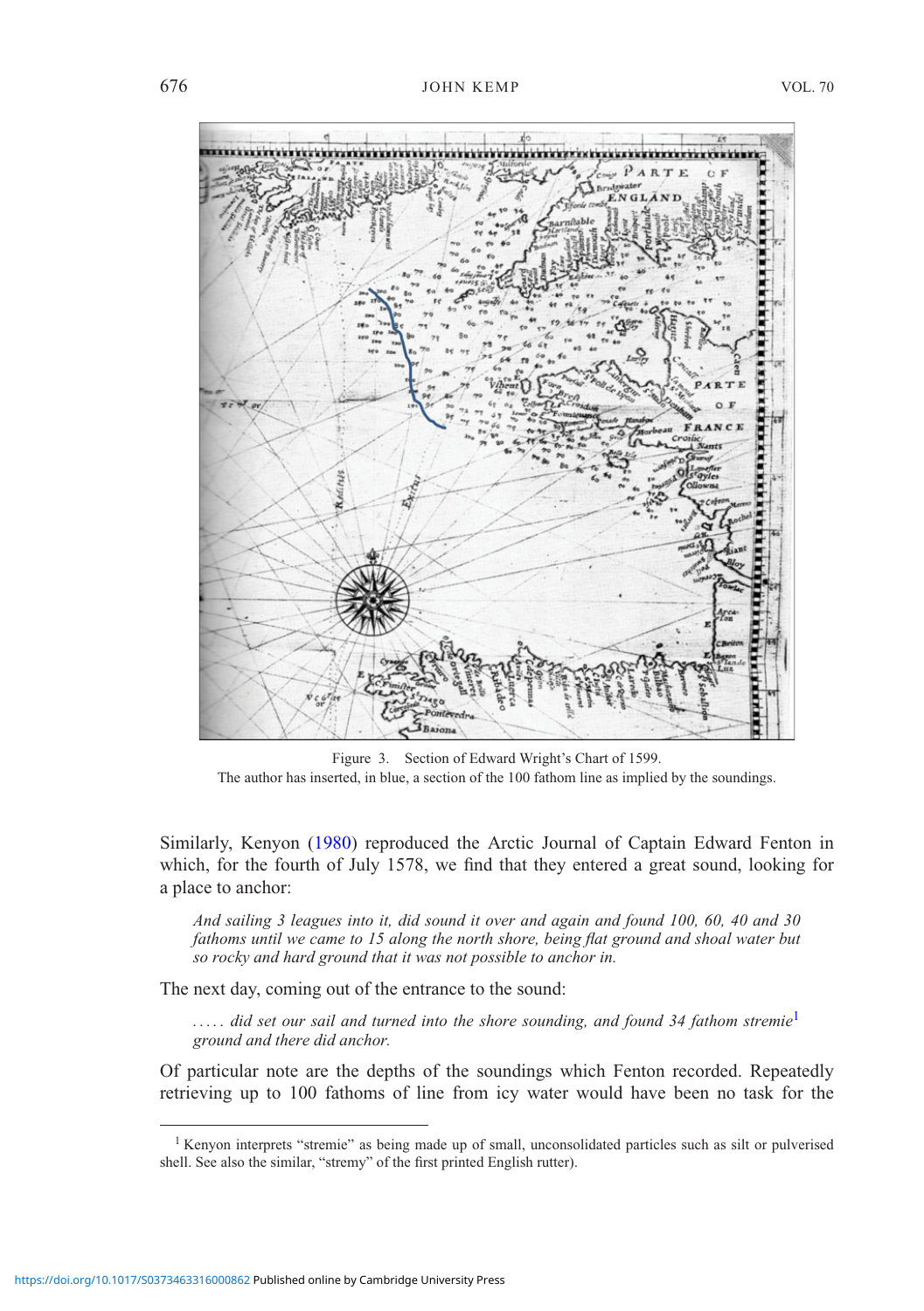Figure 3. Section of Edward Wright's Chart of 1599.
The author has inserted, in blue, a section of the 100 fathom line as implied by the soundings.

Similarly, Kenyon (1980) reproduced the Arctic Journal of Captain Edward Fenton in which, for the fourth of July 1578, we find that they entered a great sound, looking for a place to anchor:

> *And sailing 3 leagues into it, did sound it over and again and found 100, 60, 40 and 30 fathoms until we came to 15 along the north shore, being flat ground and shoal water but so rocky and hard ground that it was not possible to anchor in.*

The next day, coming out of the entrance to the sound:

> *..... did set our sail and turned into the shore sounding, and found 34 fathom stremie*[1] *ground and there did anchor.*

Of particular note are the depths of the soundings which Fenton recorded. Repeatedly retrieving up to 100 fathoms of line from icy water would have been no task for the

[1] Kenyon interprets "stremie" as being made up of small, unconsolidated particles such as silt or pulverised shell. See also the similar, "stremy" of the first printed English rutter).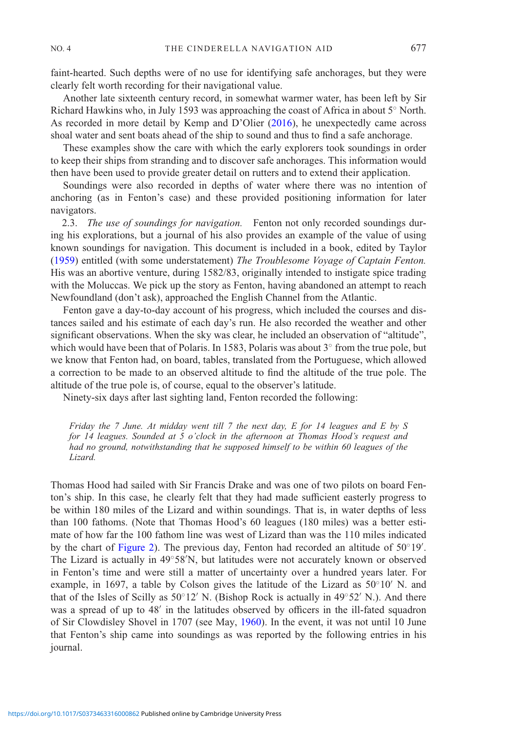faint-hearted. Such depths were of no use for identifying safe anchorages, but they were clearly felt worth recording for their navigational value.

Another late sixteenth century record, in somewhat warmer water, has been left by Sir Richard Hawkins who, in July 1593 was approaching the coast of Africa in about 5° North. As recorded in more detail by Kemp and D'Olier (2016), he unexpectedly came across shoal water and sent boats ahead of the ship to sound and thus to find a safe anchorage.

These examples show the care with which the early explorers took soundings in order to keep their ships from stranding and to discover safe anchorages. This information would then have been used to provide greater detail on rutters and to extend their application.

Soundings were also recorded in depths of water where there was no intention of anchoring (as in Fenton's case) and these provided positioning information for later navigators.

2.3. *The use of soundings for navigation.* Fenton not only recorded soundings during his explorations, but a journal of his also provides an example of the value of using known soundings for navigation. This document is included in a book, edited by Taylor (1959) entitled (with some understatement) *The Troublesome Voyage of Captain Fenton.* His was an abortive venture, during 1582/83, originally intended to instigate spice trading with the Moluccas. We pick up the story as Fenton, having abandoned an attempt to reach Newfoundland (don't ask), approached the English Channel from the Atlantic.

Fenton gave a day-to-day account of his progress, which included the courses and distances sailed and his estimate of each day's run. He also recorded the weather and other significant observations. When the sky was clear, he included an observation of "altitude", which would have been that of Polaris. In 1583, Polaris was about 3° from the true pole, but we know that Fenton had, on board, tables, translated from the Portuguese, which allowed a correction to be made to an observed altitude to find the altitude of the true pole. The altitude of the true pole is, of course, equal to the observer's latitude.

Ninety-six days after last sighting land, Fenton recorded the following:

> *Friday the 7 June. At midday went till 7 the next day, E for 14 leagues and E by S for 14 leagues. Sounded at 5 o'clock in the afternoon at Thomas Hood's request and had no ground, notwithstanding that he supposed himself to be within 60 leagues of the Lizard.*

Thomas Hood had sailed with Sir Francis Drake and was one of two pilots on board Fenton's ship. In this case, he clearly felt that they had made sufficient easterly progress to be within 180 miles of the Lizard and within soundings. That is, in water depths of less than 100 fathoms. (Note that Thomas Hood's 60 leagues (180 miles) was a better estimate of how far the 100 fathom line was west of Lizard than was the 110 miles indicated by the chart of Figure 2). The previous day, Fenton had recorded an altitude of 50°19′. The Lizard is actually in 49°58′N, but latitudes were not accurately known or observed in Fenton's time and were still a matter of uncertainty over a hundred years later. For example, in 1697, a table by Colson gives the latitude of the Lizard as 50°10′ N. and that of the Isles of Scilly as 50°12′ N. (Bishop Rock is actually in 49°52′ N.). And there was a spread of up to 48′ in the latitudes observed by officers in the ill-fated squadron of Sir Clowdisley Shovel in 1707 (see May, 1960). In the event, it was not until 10 June that Fenton's ship came into soundings as was reported by the following entries in his journal.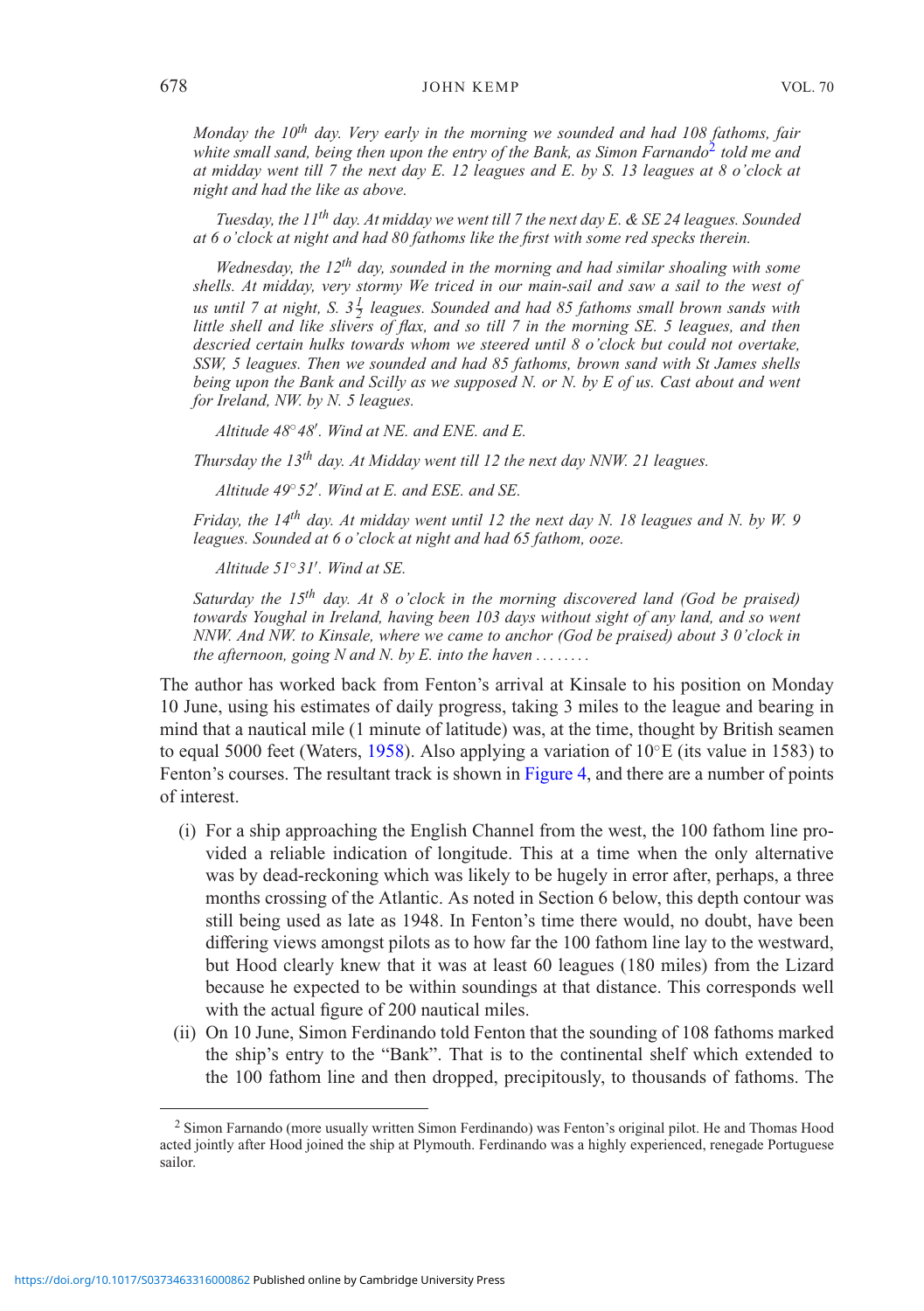*Monday the 10th day. Very early in the morning we sounded and had 108 fathoms, fair white small sand, being then upon the entry of the Bank, as Simon Farnando[2] told me and at midday went till 7 the next day E. 12 leagues and E. by S. 13 leagues at 8 o'clock at night and had the like as above.*

*Tuesday, the 11th day. At midday we went till 7 the next day E. & SE 24 leagues. Sounded at 6 o'clock at night and had 80 fathoms like the first with some red specks therein.*

*Wednesday, the 12th day, sounded in the morning and had similar shoaling with some shells. At midday, very stormy We triced in our main-sail and saw a sail to the west of us until 7 at night, S. $3\frac{1}{2}$ leagues. Sounded and had 85 fathoms small brown sands with little shell and like slivers of flax, and so till 7 in the morning SE. 5 leagues, and then descried certain hulks towards whom we steered until 8 o'clock but could not overtake, SSW, 5 leagues. Then we sounded and had 85 fathoms, brown sand with St James shells being upon the Bank and Scilly as we supposed N. or N. by E of us. Cast about and went for Ireland, NW. by N. 5 leagues.*

*Altitude 48°48′. Wind at NE. and ENE. and E.*

*Thursday the 13th day. At Midday went till 12 the next day NNW. 21 leagues.*

*Altitude 49°52′. Wind at E. and ESE. and SE.*

*Friday, the 14th day. At midday went until 12 the next day N. 18 leagues and N. by W. 9 leagues. Sounded at 6 o'clock at night and had 65 fathom, ooze.*

*Altitude 51°31′. Wind at SE.*

*Saturday the 15th day. At 8 o'clock in the morning discovered land (God be praised) towards Youghal in Ireland, having been 103 days without sight of any land, and so went NNW. And NW. to Kinsale, where we came to anchor (God be praised) about 3 0'clock in the afternoon, going N and N. by E. into the haven ........*

The author has worked back from Fenton's arrival at Kinsale to his position on Monday 10 June, using his estimates of daily progress, taking 3 miles to the league and bearing in mind that a nautical mile (1 minute of latitude) was, at the time, thought by British seamen to equal 5000 feet (Waters, 1958). Also applying a variation of 10°E (its value in 1583) to Fenton's courses. The resultant track is shown in Figure 4, and there are a number of points of interest.

(i) For a ship approaching the English Channel from the west, the 100 fathom line provided a reliable indication of longitude. This at a time when the only alternative was by dead-reckoning which was likely to be hugely in error after, perhaps, a three months crossing of the Atlantic. As noted in Section 6 below, this depth contour was still being used as late as 1948. In Fenton's time there would, no doubt, have been differing views amongst pilots as to how far the 100 fathom line lay to the westward, but Hood clearly knew that it was at least 60 leagues (180 miles) from the Lizard because he expected to be within soundings at that distance. This corresponds well with the actual figure of 200 nautical miles.

(ii) On 10 June, Simon Ferdinando told Fenton that the sounding of 108 fathoms marked the ship's entry to the "Bank". That is to the continental shelf which extended to the 100 fathom line and then dropped, precipitously, to thousands of fathoms. The

[2] Simon Farnando (more usually written Simon Ferdinando) was Fenton's original pilot. He and Thomas Hood acted jointly after Hood joined the ship at Plymouth. Ferdinando was a highly experienced, renegade Portuguese sailor.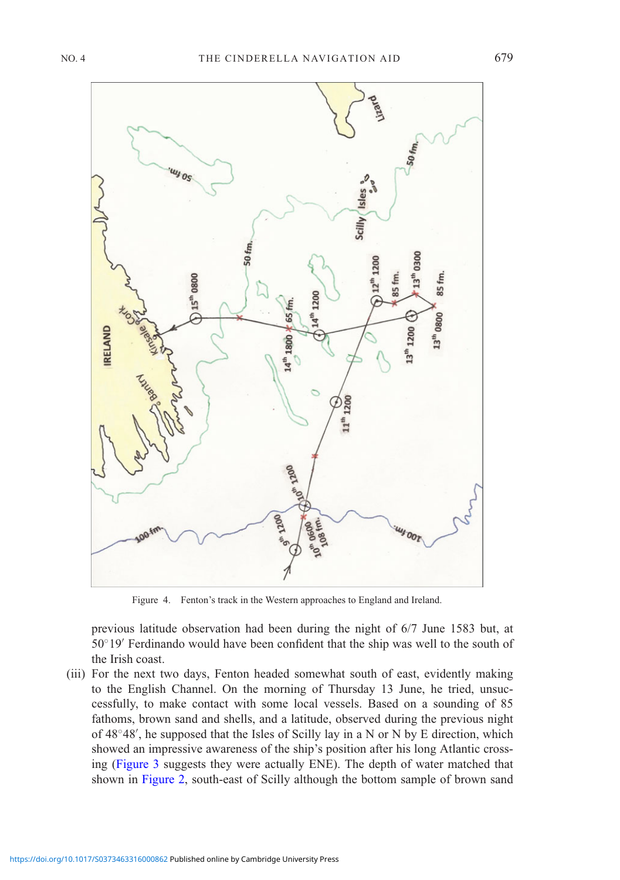Figure 4. Fenton's track in the Western approaches to England and Ireland.

previous latitude observation had been during the night of 6/7 June 1583 but, at 50°19′ Ferdinando would have been confident that the ship was well to the south of the Irish coast.

(iii) For the next two days, Fenton headed somewhat south of east, evidently making to the English Channel. On the morning of Thursday 13 June, he tried, unsuccessfully, to make contact with some local vessels. Based on a sounding of 85 fathoms, brown sand and shells, and a latitude, observed during the previous night of 48°48′, he supposed that the Isles of Scilly lay in a N or N by E direction, which showed an impressive awareness of the ship's position after his long Atlantic crossing (Figure 3 suggests they were actually ENE). The depth of water matched that shown in Figure 2, south-east of Scilly although the bottom sample of brown sand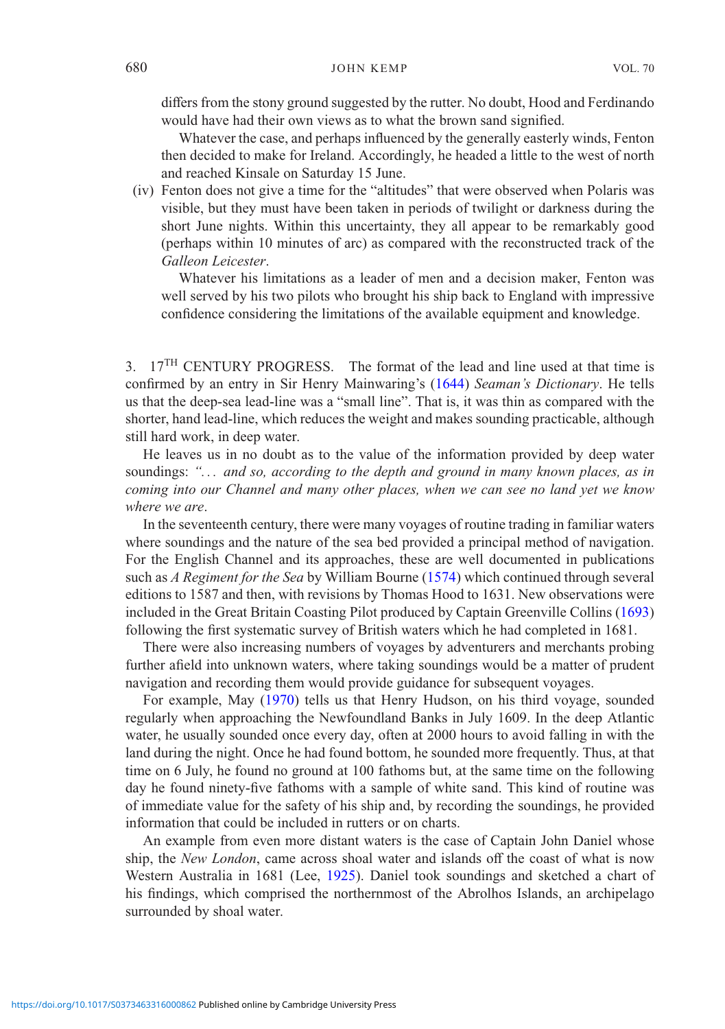differs from the stony ground suggested by the rutter. No doubt, Hood and Ferdinando would have had their own views as to what the brown sand signified.

Whatever the case, and perhaps influenced by the generally easterly winds, Fenton then decided to make for Ireland. Accordingly, he headed a little to the west of north and reached Kinsale on Saturday 15 June.

(iv) Fenton does not give a time for the "altitudes" that were observed when Polaris was visible, but they must have been taken in periods of twilight or darkness during the short June nights. Within this uncertainty, they all appear to be remarkably good (perhaps within 10 minutes of arc) as compared with the reconstructed track of the *Galleon Leicester*.

Whatever his limitations as a leader of men and a decision maker, Fenton was well served by his two pilots who brought his ship back to England with impressive confidence considering the limitations of the available equipment and knowledge.

## 3. 17TH CENTURY PROGRESS.

The format of the lead and line used at that time is confirmed by an entry in Sir Henry Mainwaring's (1644) *Seaman's Dictionary*. He tells us that the deep-sea lead-line was a "small line". That is, it was thin as compared with the shorter, hand lead-line, which reduces the weight and makes sounding practicable, although still hard work, in deep water.

He leaves us in no doubt as to the value of the information provided by deep water soundings: *"... and so, according to the depth and ground in many known places, as in coming into our Channel and many other places, when we can see no land yet we know where we are*.

In the seventeenth century, there were many voyages of routine trading in familiar waters where soundings and the nature of the sea bed provided a principal method of navigation. For the English Channel and its approaches, these are well documented in publications such as *A Regiment for the Sea* by William Bourne (1574) which continued through several editions to 1587 and then, with revisions by Thomas Hood to 1631. New observations were included in the Great Britain Coasting Pilot produced by Captain Greenville Collins (1693) following the first systematic survey of British waters which he had completed in 1681.

There were also increasing numbers of voyages by adventurers and merchants probing further afield into unknown waters, where taking soundings would be a matter of prudent navigation and recording them would provide guidance for subsequent voyages.

For example, May (1970) tells us that Henry Hudson, on his third voyage, sounded regularly when approaching the Newfoundland Banks in July 1609. In the deep Atlantic water, he usually sounded once every day, often at 2000 hours to avoid falling in with the land during the night. Once he had found bottom, he sounded more frequently. Thus, at that time on 6 July, he found no ground at 100 fathoms but, at the same time on the following day he found ninety-five fathoms with a sample of white sand. This kind of routine was of immediate value for the safety of his ship and, by recording the soundings, he provided information that could be included in rutters or on charts.

An example from even more distant waters is the case of Captain John Daniel whose ship, the *New London*, came across shoal water and islands off the coast of what is now Western Australia in 1681 (Lee, 1925). Daniel took soundings and sketched a chart of his findings, which comprised the northernmost of the Abrolhos Islands, an archipelago surrounded by shoal water.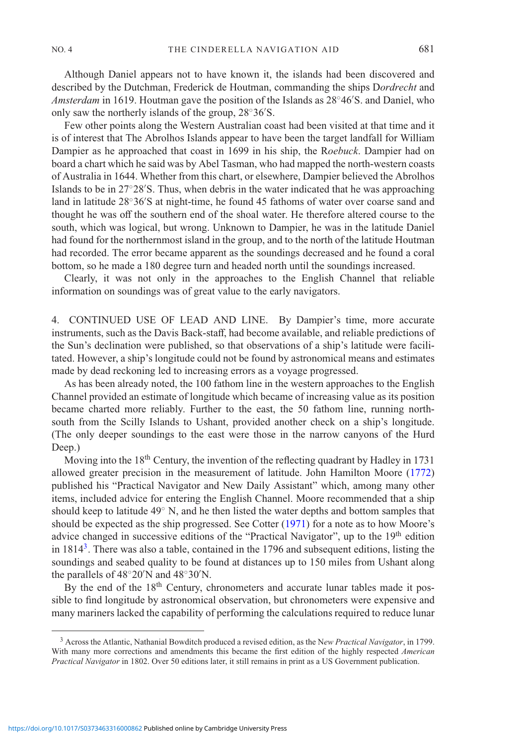Although Daniel appears not to have known it, the islands had been discovered and described by the Dutchman, Frederick de Houtman, commanding the ships D*ordrecht* and *Amsterdam* in 1619. Houtman gave the position of the Islands as 28°46′S. and Daniel, who only saw the northerly islands of the group, 28°36′S.

Few other points along the Western Australian coast had been visited at that time and it is of interest that The Abrolhos Islands appear to have been the target landfall for William Dampier as he approached that coast in 1699 in his ship, the R*oebuck*. Dampier had on board a chart which he said was by Abel Tasman, who had mapped the north-western coasts of Australia in 1644. Whether from this chart, or elsewhere, Dampier believed the Abrolhos Islands to be in 27°28′S. Thus, when debris in the water indicated that he was approaching land in latitude 28°36′S at night-time, he found 45 fathoms of water over coarse sand and thought he was off the southern end of the shoal water. He therefore altered course to the south, which was logical, but wrong. Unknown to Dampier, he was in the latitude Daniel had found for the northernmost island in the group, and to the north of the latitude Houtman had recorded. The error became apparent as the soundings decreased and he found a coral bottom, so he made a 180 degree turn and headed north until the soundings increased.

Clearly, it was not only in the approaches to the English Channel that reliable information on soundings was of great value to the early navigators.

## 4. CONTINUED USE OF LEAD AND LINE.

By Dampier's time, more accurate instruments, such as the Davis Back-staff, had become available, and reliable predictions of the Sun's declination were published, so that observations of a ship's latitude were facilitated. However, a ship's longitude could not be found by astronomical means and estimates made by dead reckoning led to increasing errors as a voyage progressed.

As has been already noted, the 100 fathom line in the western approaches to the English Channel provided an estimate of longitude which became of increasing value as its position became charted more reliably. Further to the east, the 50 fathom line, running north-south from the Scilly Islands to Ushant, provided another check on a ship's longitude. (The only deeper soundings to the east were those in the narrow canyons of the Hurd Deep.)

Moving into the 18th Century, the invention of the reflecting quadrant by Hadley in 1731 allowed greater precision in the measurement of latitude. John Hamilton Moore (1772) published his "Practical Navigator and New Daily Assistant" which, among many other items, included advice for entering the English Channel. Moore recommended that a ship should keep to latitude 49° N, and he then listed the water depths and bottom samples that should be expected as the ship progressed. See Cotter (1971) for a note as to how Moore's advice changed in successive editions of the "Practical Navigator", up to the 19th edition in 1814[3]. There was also a table, contained in the 1796 and subsequent editions, listing the soundings and seabed quality to be found at distances up to 150 miles from Ushant along the parallels of 48°20′N and 48°30′N.

By the end of the 18th Century, chronometers and accurate lunar tables made it possible to find longitude by astronomical observation, but chronometers were expensive and many mariners lacked the capability of performing the calculations required to reduce lunar

[3] Across the Atlantic, Nathanial Bowditch produced a revised edition, as the N*ew Practical Navigator*, in 1799. With many more corrections and amendments this became the first edition of the highly respected *American Practical Navigator* in 1802. Over 50 editions later, it still remains in print as a US Government publication.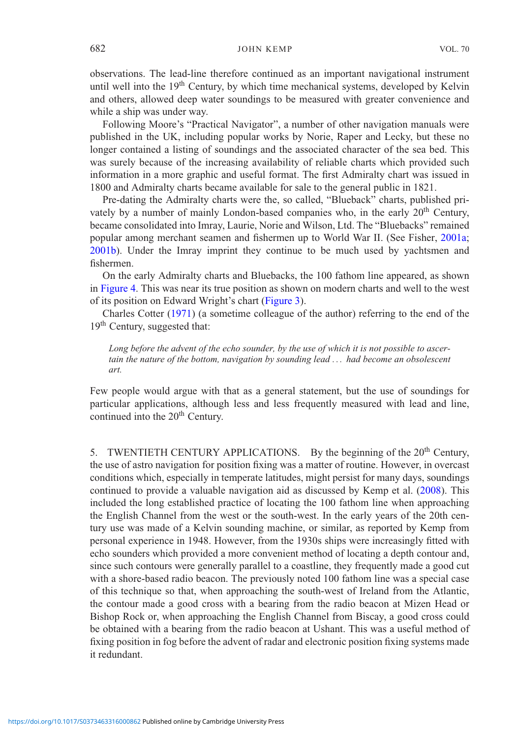observations. The lead-line therefore continued as an important navigational instrument until well into the 19th Century, by which time mechanical systems, developed by Kelvin and others, allowed deep water soundings to be measured with greater convenience and while a ship was under way.

Following Moore's "Practical Navigator", a number of other navigation manuals were published in the UK, including popular works by Norie, Raper and Lecky, but these no longer contained a listing of soundings and the associated character of the sea bed. This was surely because of the increasing availability of reliable charts which provided such information in a more graphic and useful format. The first Admiralty chart was issued in 1800 and Admiralty charts became available for sale to the general public in 1821.

Pre-dating the Admiralty charts were the, so called, "Blueback" charts, published privately by a number of mainly London-based companies who, in the early 20th Century, became consolidated into Imray, Laurie, Norie and Wilson, Ltd. The "Bluebacks" remained popular among merchant seamen and fishermen up to World War II. (See Fisher, 2001a; 2001b). Under the Imray imprint they continue to be much used by yachtsmen and fishermen.

On the early Admiralty charts and Bluebacks, the 100 fathom line appeared, as shown in Figure 4. This was near its true position as shown on modern charts and well to the west of its position on Edward Wright's chart (Figure 3).

Charles Cotter (1971) (a sometime colleague of the author) referring to the end of the 19th Century, suggested that:

> *Long before the advent of the echo sounder, by the use of which it is not possible to ascertain the nature of the bottom, navigation by sounding lead . . . had become an obsolescent art.*

Few people would argue with that as a general statement, but the use of soundings for particular applications, although less and less frequently measured with lead and line, continued into the 20th Century.

## 5. TWENTIETH CENTURY APPLICATIONS.

By the beginning of the 20th Century, the use of astro navigation for position fixing was a matter of routine. However, in overcast conditions which, especially in temperate latitudes, might persist for many days, soundings continued to provide a valuable navigation aid as discussed by Kemp et al. (2008). This included the long established practice of locating the 100 fathom line when approaching the English Channel from the west or the south-west. In the early years of the 20th century use was made of a Kelvin sounding machine, or similar, as reported by Kemp from personal experience in 1948. However, from the 1930s ships were increasingly fitted with echo sounders which provided a more convenient method of locating a depth contour and, since such contours were generally parallel to a coastline, they frequently made a good cut with a shore-based radio beacon. The previously noted 100 fathom line was a special case of this technique so that, when approaching the south-west of Ireland from the Atlantic, the contour made a good cross with a bearing from the radio beacon at Mizen Head or Bishop Rock or, when approaching the English Channel from Biscay, a good cross could be obtained with a bearing from the radio beacon at Ushant. This was a useful method of fixing position in fog before the advent of radar and electronic position fixing systems made it redundant.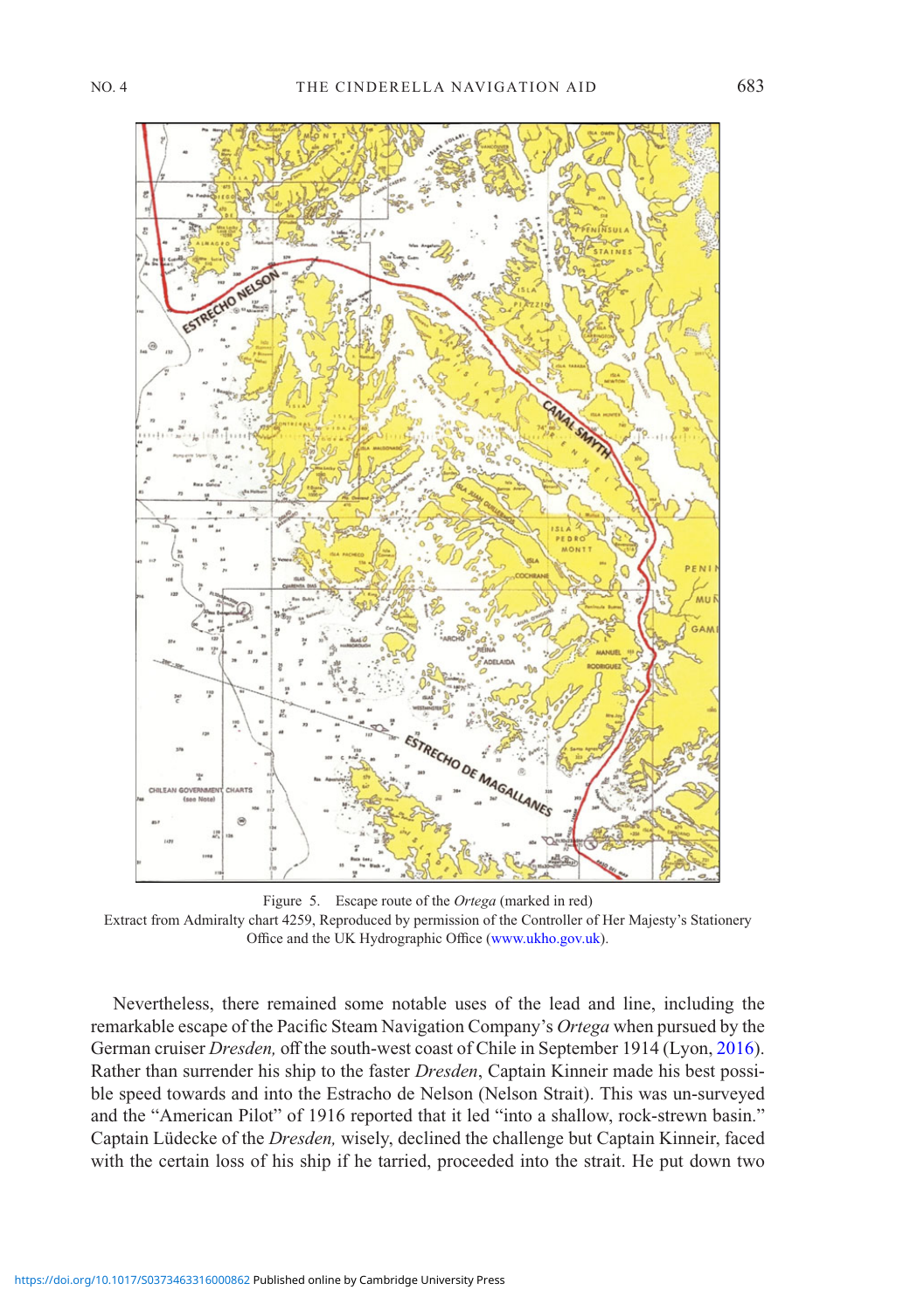Figure 5. Escape route of the *Ortega* (marked in red)
Extract from Admiralty chart 4259, Reproduced by permission of the Controller of Her Majesty's Stationery Office and the UK Hydrographic Office (www.ukho.gov.uk).

Nevertheless, there remained some notable uses of the lead and line, including the remarkable escape of the Pacific Steam Navigation Company's *Ortega* when pursued by the German cruiser *Dresden,* off the south-west coast of Chile in September 1914 (Lyon, 2016). Rather than surrender his ship to the faster *Dresden*, Captain Kinneir made his best possible speed towards and into the Estracho de Nelson (Nelson Strait). This was un-surveyed and the "American Pilot" of 1916 reported that it led "into a shallow, rock-strewn basin." Captain Lüdecke of the *Dresden,* wisely, declined the challenge but Captain Kinneir, faced with the certain loss of his ship if he tarried, proceeded into the strait. He put down two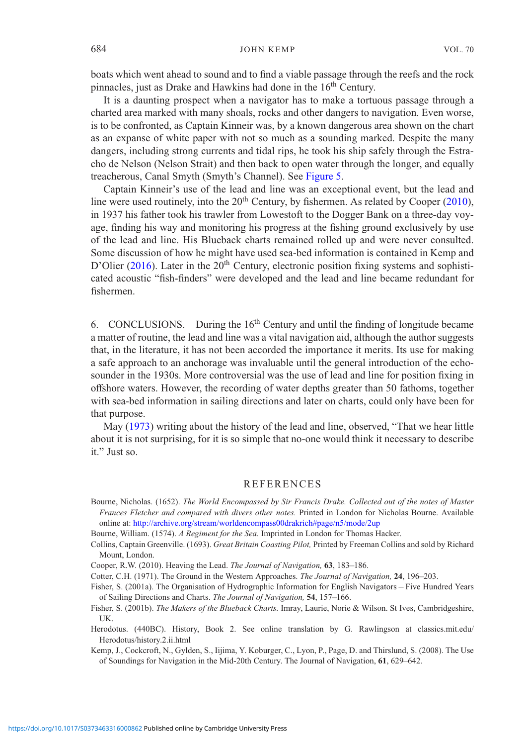boats which went ahead to sound and to find a viable passage through the reefs and the rock pinnacles, just as Drake and Hawkins had done in the 16th Century.

It is a daunting prospect when a navigator has to make a tortuous passage through a charted area marked with many shoals, rocks and other dangers to navigation. Even worse, is to be confronted, as Captain Kinneir was, by a known dangerous area shown on the chart as an expanse of white paper with not so much as a sounding marked. Despite the many dangers, including strong currents and tidal rips, he took his ship safely through the Estracho de Nelson (Nelson Strait) and then back to open water through the longer, and equally treacherous, Canal Smyth (Smyth's Channel). See Figure 5.

Captain Kinneir's use of the lead and line was an exceptional event, but the lead and line were used routinely, into the 20th Century, by fishermen. As related by Cooper (2010), in 1937 his father took his trawler from Lowestoft to the Dogger Bank on a three-day voyage, finding his way and monitoring his progress at the fishing ground exclusively by use of the lead and line. His Blueback charts remained rolled up and were never consulted. Some discussion of how he might have used sea-bed information is contained in Kemp and D'Olier (2016). Later in the 20th Century, electronic position fixing systems and sophisticated acoustic "fish-finders" were developed and the lead and line became redundant for fishermen.

## 6. CONCLUSIONS.

During the 16th Century and until the finding of longitude became a matter of routine, the lead and line was a vital navigation aid, although the author suggests that, in the literature, it has not been accorded the importance it merits. Its use for making a safe approach to an anchorage was invaluable until the general introduction of the echo-sounder in the 1930s. More controversial was the use of lead and line for position fixing in offshore waters. However, the recording of water depths greater than 50 fathoms, together with sea-bed information in sailing directions and later on charts, could only have been for that purpose.

May (1973) writing about the history of the lead and line, observed, "That we hear little about it is not surprising, for it is so simple that no-one would think it necessary to describe it." Just so.

## REFERENCES

Bourne, Nicholas. (1652). *The World Encompassed by Sir Francis Drake. Collected out of the notes of Master Frances Fletcher and compared with divers other notes.* Printed in London for Nicholas Bourne. Available online at: http://archive.org/stream/worldencompass00drakrich#page/n5/mode/2up

Bourne, William. (1574). *A Regiment for the Sea.* Imprinted in London for Thomas Hacker.

Collins, Captain Greenville. (1693). *Great Britain Coasting Pilot,* Printed by Freeman Collins and sold by Richard Mount, London.

Cooper, R.W. (2010). Heaving the Lead. *The Journal of Navigation,* **63**, 183–186.

Cotter, C.H. (1971). The Ground in the Western Approaches. *The Journal of Navigation,* **24**, 196–203.

Fisher, S. (2001a). The Organisation of Hydrographic Information for English Navigators – Five Hundred Years of Sailing Directions and Charts. *The Journal of Navigation,* **54**, 157–166.

Fisher, S. (2001b). *The Makers of the Blueback Charts.* Imray, Laurie, Norie & Wilson. St Ives, Cambridgeshire, UK.

Herodotus. (440BC). History, Book 2. See online translation by G. Rawlingson at classics.mit.edu/Herodotus/history.2.ii.html

Kemp, J., Cockcroft, N., Gylden, S., Iijima, Y. Koburger, C., Lyon, P., Page, D. and Thirslund, S. (2008). The Use of Soundings for Navigation in the Mid-20th Century. The Journal of Navigation, **61**, 629–642.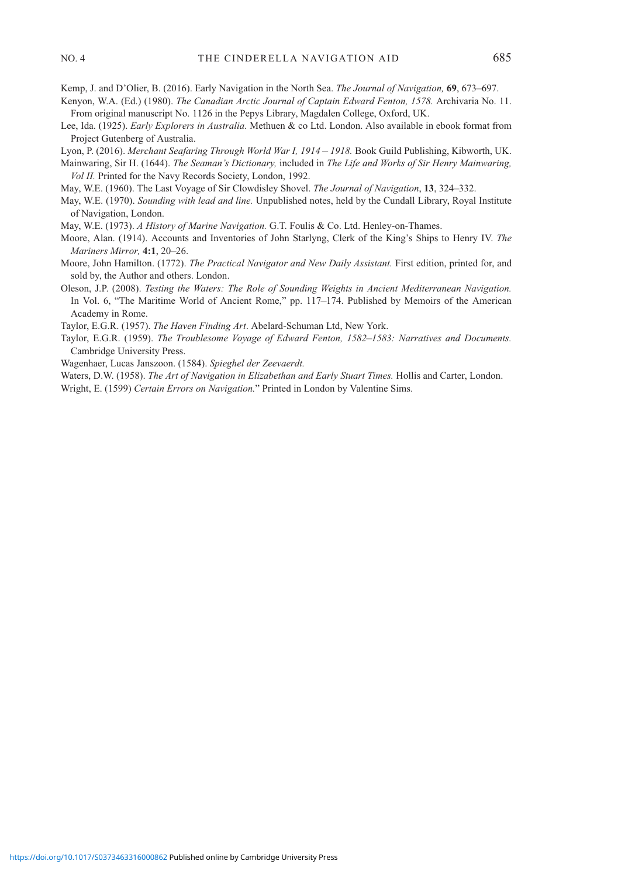Kemp, J. and D'Olier, B. (2016). Early Navigation in the North Sea. *The Journal of Navigation,* **69**, 673–697.

Kenyon, W.A. (Ed.) (1980). *The Canadian Arctic Journal of Captain Edward Fenton, 1578.* Archivaria No. 11. From original manuscript No. 1126 in the Pepys Library, Magdalen College, Oxford, UK.

Lee, Ida. (1925). *Early Explorers in Australia.* Methuen & co Ltd. London. Also available in ebook format from Project Gutenberg of Australia.

Lyon, P. (2016). *Merchant Seafaring Through World War I, 1914 – 1918.* Book Guild Publishing, Kibworth, UK.

Mainwaring, Sir H. (1644). *The Seaman's Dictionary,* included in *The Life and Works of Sir Henry Mainwaring, Vol II.* Printed for the Navy Records Society, London, 1992.

May, W.E. (1960). The Last Voyage of Sir Clowdisley Shovel. *The Journal of Navigation*, **13**, 324–332.

May, W.E. (1970). *Sounding with lead and line.* Unpublished notes, held by the Cundall Library, Royal Institute of Navigation, London.

May, W.E. (1973). *A History of Marine Navigation.* G.T. Foulis & Co. Ltd. Henley-on-Thames.

Moore, Alan. (1914). Accounts and Inventories of John Starlyng, Clerk of the King's Ships to Henry IV. *The Mariners Mirror,* **4:1**, 20–26.

Moore, John Hamilton. (1772). *The Practical Navigator and New Daily Assistant.* First edition, printed for, and sold by, the Author and others. London.

Oleson, J.P. (2008). *Testing the Waters: The Role of Sounding Weights in Ancient Mediterranean Navigation.* In Vol. 6, "The Maritime World of Ancient Rome," pp. 117–174. Published by Memoirs of the American Academy in Rome.

Taylor, E.G.R. (1957). *The Haven Finding Art*. Abelard-Schuman Ltd, New York.

Taylor, E.G.R. (1959). *The Troublesome Voyage of Edward Fenton, 1582–1583: Narratives and Documents.* Cambridge University Press.

Wagenhaer, Lucas Janszoon. (1584). *Spieghel der Zeevaerdt.*

Waters, D.W. (1958). *The Art of Navigation in Elizabethan and Early Stuart Times.* Hollis and Carter, London.

Wright, E. (1599) *Certain Errors on Navigation.*" Printed in London by Valentine Sims.